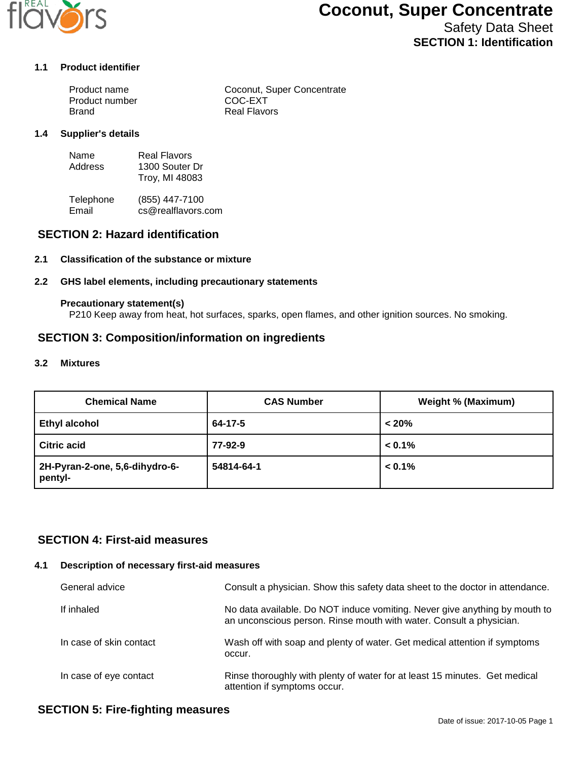# Coconut, Super Concentrate

Safety Data Sheet

**SECTION 1: Identification**

### 1.1 Product identifier

| | |
|---|---|
| Product name | Coconut, Super Concentrate |
| Product number | COC-EXT |
| Brand | Real Flavors |

### 1.4 Supplier's details

| | |
|---|---|
| Name | Real Flavors |
| Address | 1300 Souter Dr<br>Troy, MI 48083 |
| Telephone | (855) 447-7100 |
| Email | cs@realflavors.com |

## SECTION 2: Hazard identification

### 2.1 Classification of the substance or mixture

### 2.2 GHS label elements, including precautionary statements

**Precautionary statement(s)**

P210 Keep away from heat, hot surfaces, sparks, open flames, and other ignition sources. No smoking.

## SECTION 3: Composition/information on ingredients

### 3.2 Mixtures

| Chemical Name | CAS Number | Weight % (Maximum) |
|---|---|---|
| **Ethyl alcohol** | **64-17-5** | **< 20%** |
| **Citric acid** | **77-92-9** | **< 0.1%** |
| **2H-Pyran-2-one, 5,6-dihydro-6-pentyl-** | **54814-64-1** | **< 0.1%** |

## SECTION 4: First-aid measures

### 4.1 Description of necessary first-aid measures

| | |
|---|---|
| General advice | Consult a physician. Show this safety data sheet to the doctor in attendance. |
| If inhaled | No data available. Do NOT induce vomiting. Never give anything by mouth to an unconscious person. Rinse mouth with water. Consult a physician. |
| In case of skin contact | Wash off with soap and plenty of water. Get medical attention if symptoms occur. |
| In case of eye contact | Rinse thoroughly with plenty of water for at least 15 minutes. Get medical attention if symptoms occur. |

## SECTION 5: Fire-fighting measures

Date of issue: 2017-10-05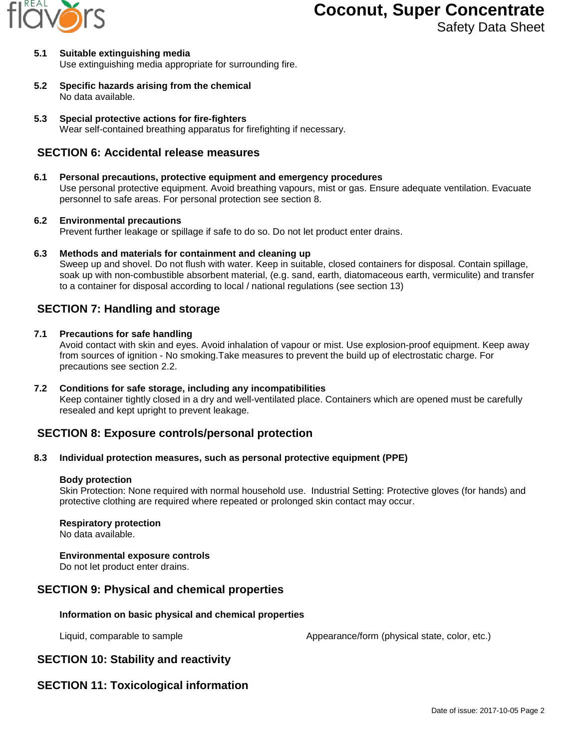**5.1 Suitable extinguishing media**
Use extinguishing media appropriate for surrounding fire.

**5.2 Specific hazards arising from the chemical**
No data available.

**5.3 Special protective actions for fire-fighters**
Wear self-contained breathing apparatus for firefighting if necessary.

## SECTION 6: Accidental release measures

**6.1 Personal precautions, protective equipment and emergency procedures**
Use personal protective equipment. Avoid breathing vapours, mist or gas. Ensure adequate ventilation. Evacuate personnel to safe areas. For personal protection see section 8.

**6.2 Environmental precautions**
Prevent further leakage or spillage if safe to do so. Do not let product enter drains.

**6.3 Methods and materials for containment and cleaning up**
Sweep up and shovel. Do not flush with water. Keep in suitable, closed containers for disposal. Contain spillage, soak up with non-combustible absorbent material, (e.g. sand, earth, diatomaceous earth, vermiculite) and transfer to a container for disposal according to local / national regulations (see section 13)

## SECTION 7: Handling and storage

**7.1 Precautions for safe handling**
Avoid contact with skin and eyes. Avoid inhalation of vapour or mist. Use explosion-proof equipment. Keep away from sources of ignition - No smoking.Take measures to prevent the build up of electrostatic charge. For precautions see section 2.2.

**7.2 Conditions for safe storage, including any incompatibilities**
Keep container tightly closed in a dry and well-ventilated place. Containers which are opened must be carefully resealed and kept upright to prevent leakage.

## SECTION 8: Exposure controls/personal protection

**8.3 Individual protection measures, such as personal protective equipment (PPE)**

**Body protection**
Skin Protection: None required with normal household use. Industrial Setting: Protective gloves (for hands) and protective clothing are required where repeated or prolonged skin contact may occur.

**Respiratory protection**
No data available.

**Environmental exposure controls**
Do not let product enter drains.

## SECTION 9: Physical and chemical properties

**Information on basic physical and chemical properties**

Liquid, comparable to sample — Appearance/form (physical state, color, etc.)

## SECTION 10: Stability and reactivity

## SECTION 11: Toxicological information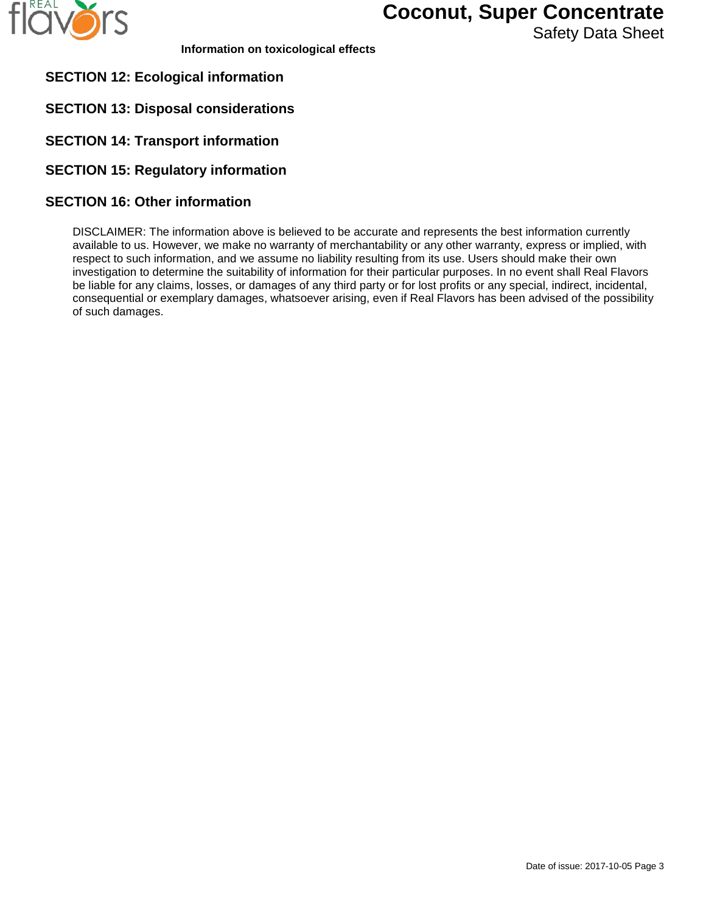**Information on toxicological effects**

## SECTION 12: Ecological information

## SECTION 13: Disposal considerations

## SECTION 14: Transport information

## SECTION 15: Regulatory information

## SECTION 16: Other information

DISCLAIMER: The information above is believed to be accurate and represents the best information currently available to us. However, we make no warranty of merchantability or any other warranty, express or implied, with respect to such information, and we assume no liability resulting from its use. Users should make their own investigation to determine the suitability of information for their particular purposes. In no event shall Real Flavors be liable for any claims, losses, or damages of any third party or for lost profits or any special, indirect, incidental, consequential or exemplary damages, whatsoever arising, even if Real Flavors has been advised of the possibility of such damages.

Date of issue: 2017-10-05